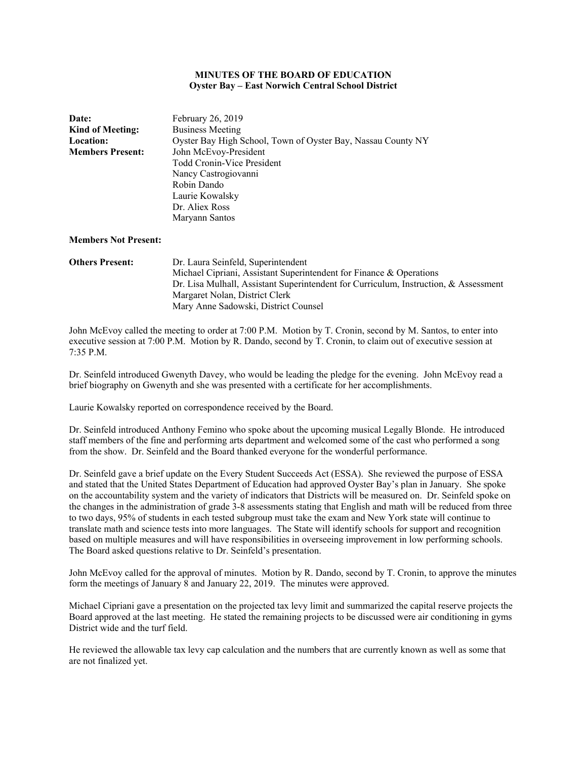**MINUTES OF THE BOARD OF EDUCATION**
**Oyster Bay – East Norwich Central School District**

**Date:** February 26, 2019
**Kind of Meeting:** Business Meeting
**Location:** Oyster Bay High School, Town of Oyster Bay, Nassau County NY
**Members Present:** John McEvoy-President
Todd Cronin-Vice President
Nancy Castrogiovanni
Robin Dando
Laurie Kowalsky
Dr. Aliex Ross
Maryann Santos

**Members Not Present:**

**Others Present:** Dr. Laura Seinfeld, Superintendent
Michael Cipriani, Assistant Superintendent for Finance & Operations
Dr. Lisa Mulhall, Assistant Superintendent for Curriculum, Instruction, & Assessment
Margaret Nolan, District Clerk
Mary Anne Sadowski, District Counsel

John McEvoy called the meeting to order at 7:00 P.M. Motion by T. Cronin, second by M. Santos, to enter into executive session at 7:00 P.M. Motion by R. Dando, second by T. Cronin, to claim out of executive session at 7:35 P.M.

Dr. Seinfeld introduced Gwenyth Davey, who would be leading the pledge for the evening. John McEvoy read a brief biography on Gwenyth and she was presented with a certificate for her accomplishments.

Laurie Kowalsky reported on correspondence received by the Board.

Dr. Seinfeld introduced Anthony Femino who spoke about the upcoming musical Legally Blonde. He introduced staff members of the fine and performing arts department and welcomed some of the cast who performed a song from the show. Dr. Seinfeld and the Board thanked everyone for the wonderful performance.

Dr. Seinfeld gave a brief update on the Every Student Succeeds Act (ESSA). She reviewed the purpose of ESSA and stated that the United States Department of Education had approved Oyster Bay's plan in January. She spoke on the accountability system and the variety of indicators that Districts will be measured on. Dr. Seinfeld spoke on the changes in the administration of grade 3-8 assessments stating that English and math will be reduced from three to two days, 95% of students in each tested subgroup must take the exam and New York state will continue to translate math and science tests into more languages. The State will identify schools for support and recognition based on multiple measures and will have responsibilities in overseeing improvement in low performing schools. The Board asked questions relative to Dr. Seinfeld's presentation.

John McEvoy called for the approval of minutes. Motion by R. Dando, second by T. Cronin, to approve the minutes form the meetings of January 8 and January 22, 2019. The minutes were approved.

Michael Cipriani gave a presentation on the projected tax levy limit and summarized the capital reserve projects the Board approved at the last meeting. He stated the remaining projects to be discussed were air conditioning in gyms District wide and the turf field.

He reviewed the allowable tax levy cap calculation and the numbers that are currently known as well as some that are not finalized yet.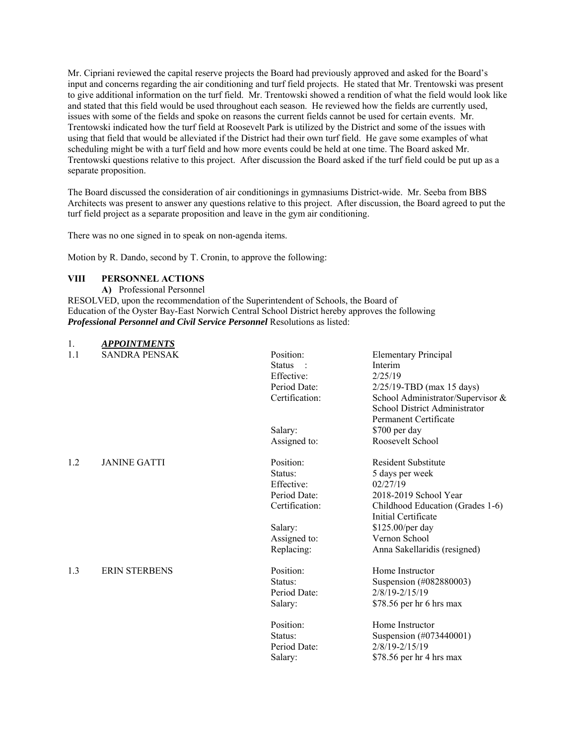Mr. Cipriani reviewed the capital reserve projects the Board had previously approved and asked for the Board's input and concerns regarding the air conditioning and turf field projects. He stated that Mr. Trentowski was present to give additional information on the turf field. Mr. Trentowski showed a rendition of what the field would look like and stated that this field would be used throughout each season. He reviewed how the fields are currently used, issues with some of the fields and spoke on reasons the current fields cannot be used for certain events. Mr. Trentowski indicated how the turf field at Roosevelt Park is utilized by the District and some of the issues with using that field that would be alleviated if the District had their own turf field. He gave some examples of what scheduling might be with a turf field and how more events could be held at one time. The Board asked Mr. Trentowski questions relative to this project. After discussion the Board asked if the turf field could be put up as a separate proposition.

The Board discussed the consideration of air conditionings in gymnasiums District-wide. Mr. Seeba from BBS Architects was present to answer any questions relative to this project. After discussion, the Board agreed to put the turf field project as a separate proposition and leave in the gym air conditioning.

There was no one signed in to speak on non-agenda items.

Motion by R. Dando, second by T. Cronin, to approve the following:

## VIII PERSONNEL ACTIONS

**A)** Professional Personnel

RESOLVED, upon the recommendation of the Superintendent of Schools, the Board of Education of the Oyster Bay-East Norwich Central School District hereby approves the following ***Professional Personnel and Civil Service Personnel*** Resolutions as listed:

1. ***APPOINTMENTS***

| | | | |
|---|---|---|---|
| 1.1 | SANDRA PENSAK | Position: | Elementary Principal |
| | | Status : | Interim |
| | | Effective: | 2/25/19 |
| | | Period Date: | 2/25/19-TBD (max 15 days) |
| | | Certification: | School Administrator/Supervisor & School District Administrator Permanent Certificate |
| | | Salary: | $700 per day |
| | | Assigned to: | Roosevelt School |
| 1.2 | JANINE GATTI | Position: | Resident Substitute |
| | | Status: | 5 days per week |
| | | Effective: | 02/27/19 |
| | | Period Date: | 2018-2019 School Year |
| | | Certification: | Childhood Education (Grades 1-6) Initial Certificate |
| | | Salary: | $125.00/per day |
| | | Assigned to: | Vernon School |
| | | Replacing: | Anna Sakellaridis (resigned) |
| 1.3 | ERIN STERBENS | Position: | Home Instructor |
| | | Status: | Suspension (#082880003) |
| | | Period Date: | 2/8/19-2/15/19 |
| | | Salary: | $78.56 per hr 6 hrs max |
| | | Position: | Home Instructor |
| | | Status: | Suspension (#073440001) |
| | | Period Date: | 2/8/19-2/15/19 |
| | | Salary: | $78.56 per hr 4 hrs max |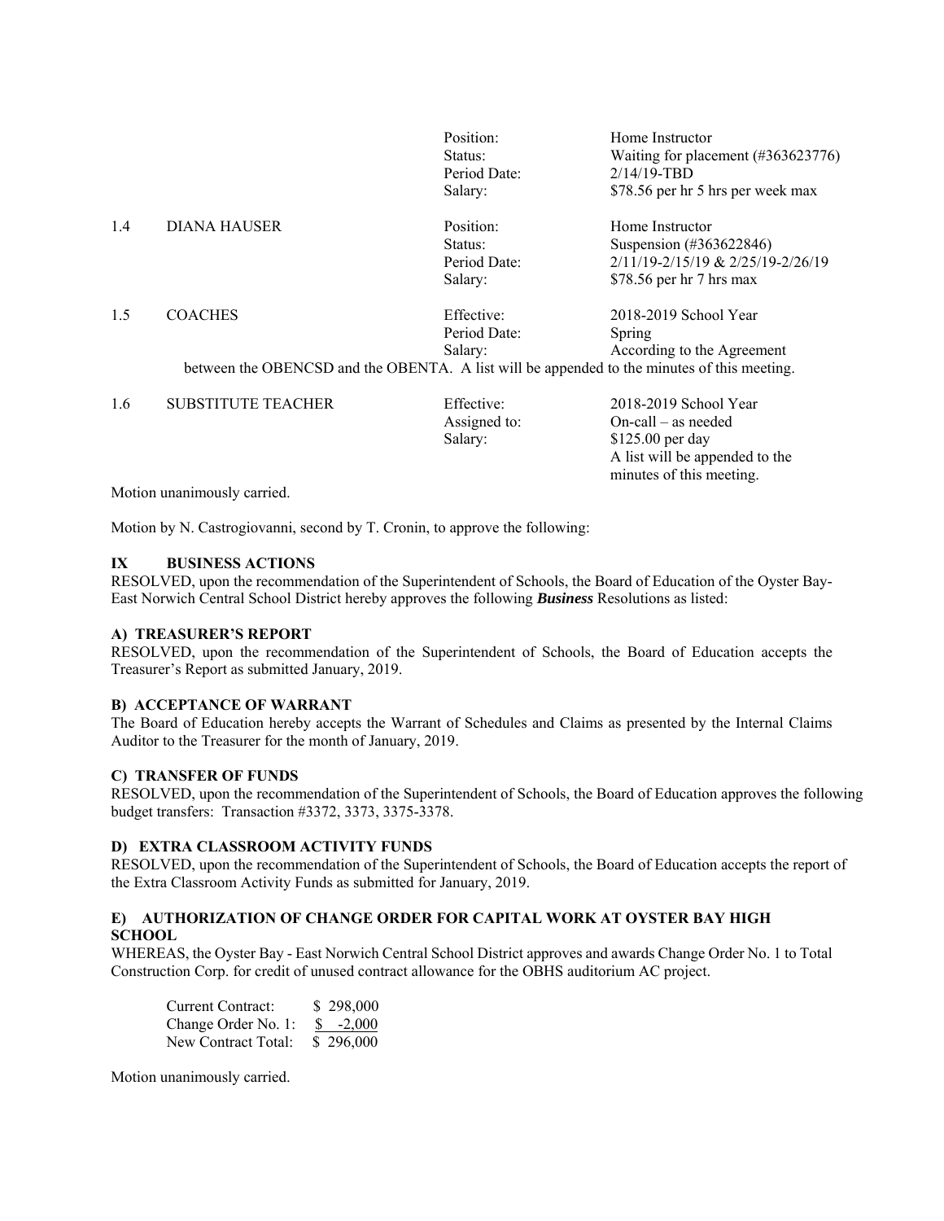| | | | |
|---|---|---|---|
| | | Position: | Home Instructor |
| | | Status: | Waiting for placement (#363623776) |
| | | Period Date: | 2/14/19-TBD |
| | | Salary: | $78.56 per hr 5 hrs per week max |
| 1.4 | DIANA HAUSER | Position: | Home Instructor |
| | | Status: | Suspension (#363622846) |
| | | Period Date: | 2/11/19-2/15/19 & 2/25/19-2/26/19 |
| | | Salary: | $78.56 per hr 7 hrs max |
| 1.5 | COACHES | Effective: | 2018-2019 School Year |
| | | Period Date: | Spring |
| | | Salary: | According to the Agreement |

between the OBENCSD and the OBENTA. A list will be appended to the minutes of this meeting.

| | | | |
|---|---|---|---|
| 1.6 | SUBSTITUTE TEACHER | Effective: | 2018-2019 School Year |
| | | Assigned to: | On-call – as needed |
| | | Salary: | $125.00 per day<br>A list will be appended to the minutes of this meeting. |

Motion unanimously carried.

Motion by N. Castrogiovanni, second by T. Cronin, to approve the following:

**IX BUSINESS ACTIONS**

RESOLVED, upon the recommendation of the Superintendent of Schools, the Board of Education of the Oyster Bay-East Norwich Central School District hereby approves the following ***Business*** Resolutions as listed:

**A) TREASURER'S REPORT**

RESOLVED, upon the recommendation of the Superintendent of Schools, the Board of Education accepts the Treasurer's Report as submitted January, 2019.

**B) ACCEPTANCE OF WARRANT**

The Board of Education hereby accepts the Warrant of Schedules and Claims as presented by the Internal Claims Auditor to the Treasurer for the month of January, 2019.

**C) TRANSFER OF FUNDS**

RESOLVED, upon the recommendation of the Superintendent of Schools, the Board of Education approves the following budget transfers: Transaction #3372, 3373, 3375-3378.

**D) EXTRA CLASSROOM ACTIVITY FUNDS**

RESOLVED, upon the recommendation of the Superintendent of Schools, the Board of Education accepts the report of the Extra Classroom Activity Funds as submitted for January, 2019.

**E) AUTHORIZATION OF CHANGE ORDER FOR CAPITAL WORK AT OYSTER BAY HIGH SCHOOL**

WHEREAS, the Oyster Bay - East Norwich Central School District approves and awards Change Order No. 1 to Total Construction Corp. for credit of unused contract allowance for the OBHS auditorium AC project.

| | |
|---|---|
| Current Contract: | $ 298,000 |
| Change Order No. 1: | $ -2,000 |
| New Contract Total: | $ 296,000 |

Motion unanimously carried.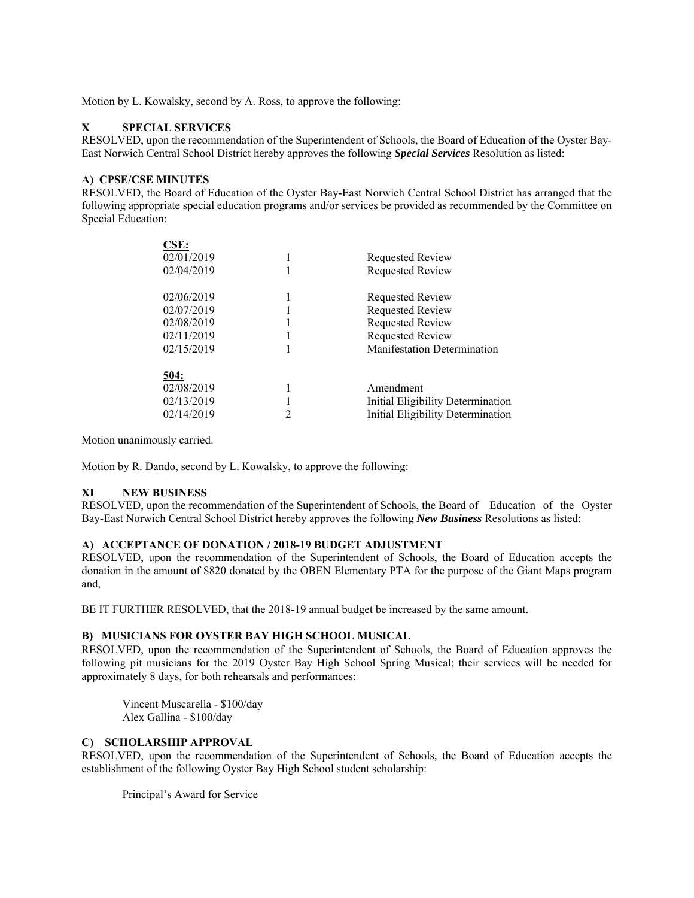Motion by L. Kowalsky, second by A. Ross, to approve the following:

## X SPECIAL SERVICES

RESOLVED, upon the recommendation of the Superintendent of Schools, the Board of Education of the Oyster Bay-East Norwich Central School District hereby approves the following ***Special Services*** Resolution as listed:

### A) CPSE/CSE MINUTES

RESOLVED, the Board of Education of the Oyster Bay-East Norwich Central School District has arranged that the following appropriate special education programs and/or services be provided as recommended by the Committee on Special Education:

| | | |
|---|---|---|
| **CSE:** | | |
| 02/01/2019 | 1 | Requested Review |
| 02/04/2019 | 1 | Requested Review |
| 02/06/2019 | 1 | Requested Review |
| 02/07/2019 | 1 | Requested Review |
| 02/08/2019 | 1 | Requested Review |
| 02/11/2019 | 1 | Requested Review |
| 02/15/2019 | 1 | Manifestation Determination |
| **504:** | | |
| 02/08/2019 | 1 | Amendment |
| 02/13/2019 | 1 | Initial Eligibility Determination |
| 02/14/2019 | 2 | Initial Eligibility Determination |

Motion unanimously carried.

Motion by R. Dando, second by L. Kowalsky, to approve the following:

## XI NEW BUSINESS

RESOLVED, upon the recommendation of the Superintendent of Schools, the Board of Education of the Oyster Bay-East Norwich Central School District hereby approves the following ***New Business*** Resolutions as listed:

### A) ACCEPTANCE OF DONATION / 2018-19 BUDGET ADJUSTMENT

RESOLVED, upon the recommendation of the Superintendent of Schools, the Board of Education accepts the donation in the amount of $820 donated by the OBEN Elementary PTA for the purpose of the Giant Maps program and,

BE IT FURTHER RESOLVED, that the 2018-19 annual budget be increased by the same amount.

### B) MUSICIANS FOR OYSTER BAY HIGH SCHOOL MUSICAL

RESOLVED, upon the recommendation of the Superintendent of Schools, the Board of Education approves the following pit musicians for the 2019 Oyster Bay High School Spring Musical; their services will be needed for approximately 8 days, for both rehearsals and performances:

Vincent Muscarella - $100/day
Alex Gallina - $100/day

### C) SCHOLARSHIP APPROVAL

RESOLVED, upon the recommendation of the Superintendent of Schools, the Board of Education accepts the establishment of the following Oyster Bay High School student scholarship:

Principal's Award for Service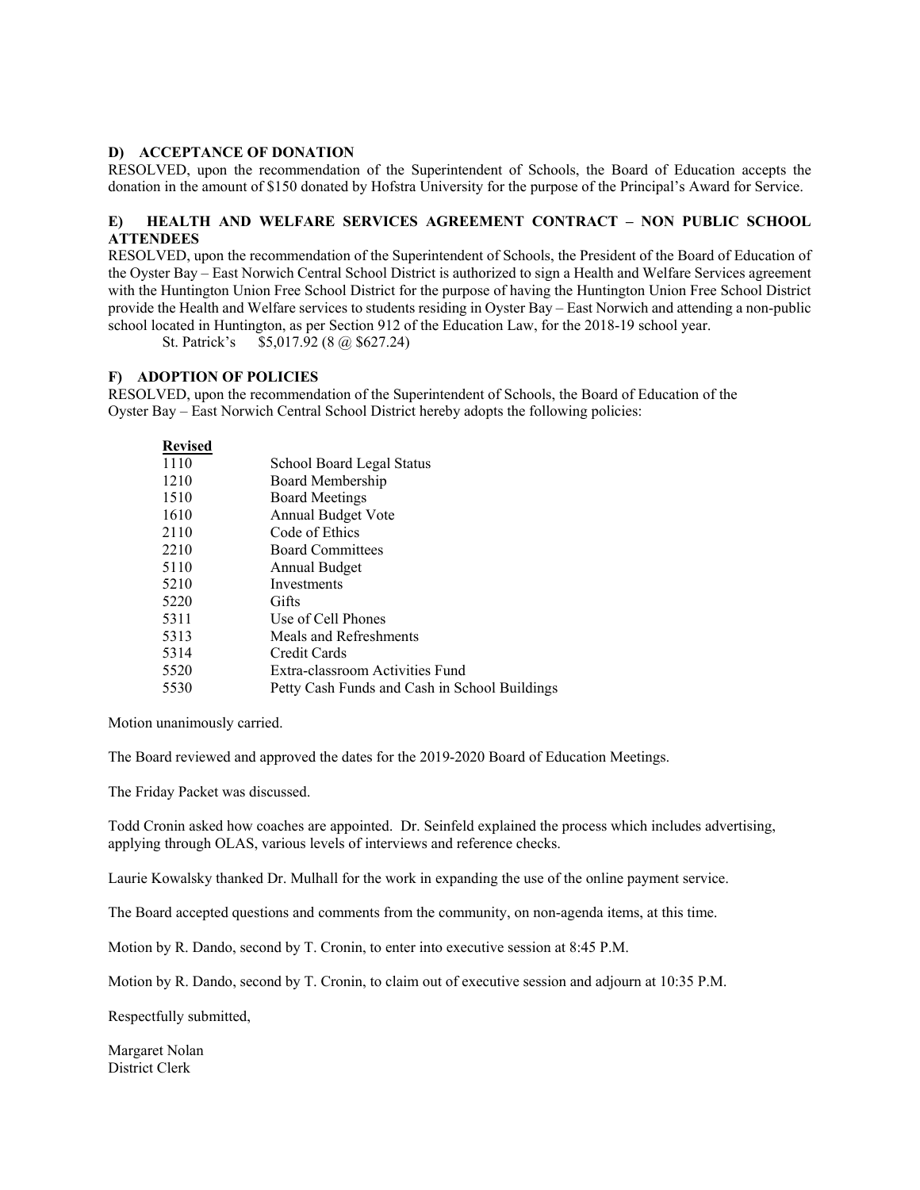**D) ACCEPTANCE OF DONATION**

RESOLVED, upon the recommendation of the Superintendent of Schools, the Board of Education accepts the donation in the amount of $150 donated by Hofstra University for the purpose of the Principal's Award for Service.

**E) HEALTH AND WELFARE SERVICES AGREEMENT CONTRACT – NON PUBLIC SCHOOL ATTENDEES**

RESOLVED, upon the recommendation of the Superintendent of Schools, the President of the Board of Education of the Oyster Bay – East Norwich Central School District is authorized to sign a Health and Welfare Services agreement with the Huntington Union Free School District for the purpose of having the Huntington Union Free School District provide the Health and Welfare services to students residing in Oyster Bay – East Norwich and attending a non-public school located in Huntington, as per Section 912 of the Education Law, for the 2018-19 school year.

St. Patrick's $5,017.92 (8 @ $627.24)

**F) ADOPTION OF POLICIES**

RESOLVED, upon the recommendation of the Superintendent of Schools, the Board of Education of the Oyster Bay – East Norwich Central School District hereby adopts the following policies:

| **Revised** | |
|---|---|
| 1110 | School Board Legal Status |
| 1210 | Board Membership |
| 1510 | Board Meetings |
| 1610 | Annual Budget Vote |
| 2110 | Code of Ethics |
| 2210 | Board Committees |
| 5110 | Annual Budget |
| 5210 | Investments |
| 5220 | Gifts |
| 5311 | Use of Cell Phones |
| 5313 | Meals and Refreshments |
| 5314 | Credit Cards |
| 5520 | Extra-classroom Activities Fund |
| 5530 | Petty Cash Funds and Cash in School Buildings |

Motion unanimously carried.

The Board reviewed and approved the dates for the 2019-2020 Board of Education Meetings.

The Friday Packet was discussed.

Todd Cronin asked how coaches are appointed. Dr. Seinfeld explained the process which includes advertising, applying through OLAS, various levels of interviews and reference checks.

Laurie Kowalsky thanked Dr. Mulhall for the work in expanding the use of the online payment service.

The Board accepted questions and comments from the community, on non-agenda items, at this time.

Motion by R. Dando, second by T. Cronin, to enter into executive session at 8:45 P.M.

Motion by R. Dando, second by T. Cronin, to claim out of executive session and adjourn at 10:35 P.M.

Respectfully submitted,

Margaret Nolan
District Clerk